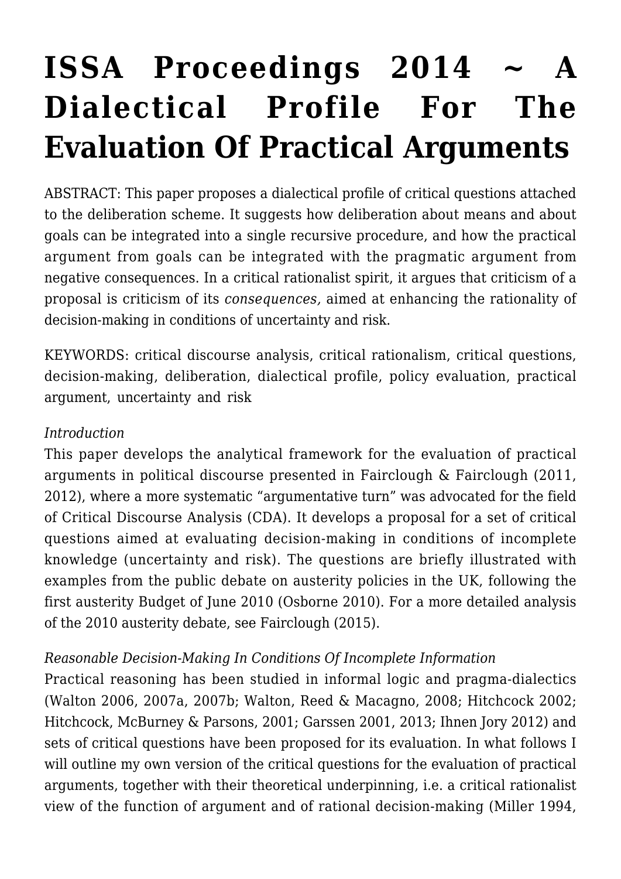# ISSA Proceedings 2014 ~ A Dialectical Profile For The Evaluation Of Practical Arguments

ABSTRACT: This paper proposes a dialectical profile of critical questions attached to the deliberation scheme. It suggests how deliberation about means and about goals can be integrated into a single recursive procedure, and how the practical argument from goals can be integrated with the pragmatic argument from negative consequences. In a critical rationalist spirit, it argues that criticism of a proposal is criticism of its *consequences,* aimed at enhancing the rationality of decision-making in conditions of uncertainty and risk.

KEYWORDS: critical discourse analysis, critical rationalism, critical questions, decision-making, deliberation, dialectical profile, policy evaluation, practical argument, uncertainty and risk

*Introduction*

This paper develops the analytical framework for the evaluation of practical arguments in political discourse presented in Fairclough & Fairclough (2011, 2012), where a more systematic "argumentative turn" was advocated for the field of Critical Discourse Analysis (CDA). It develops a proposal for a set of critical questions aimed at evaluating decision-making in conditions of incomplete knowledge (uncertainty and risk). The questions are briefly illustrated with examples from the public debate on austerity policies in the UK, following the first austerity Budget of June 2010 (Osborne 2010). For a more detailed analysis of the 2010 austerity debate, see Fairclough (2015).

*Reasonable Decision-Making In Conditions Of Incomplete Information*

Practical reasoning has been studied in informal logic and pragma-dialectics (Walton 2006, 2007a, 2007b; Walton, Reed & Macagno, 2008; Hitchcock 2002; Hitchcock, McBurney & Parsons, 2001; Garssen 2001, 2013; Ihnen Jory 2012) and sets of critical questions have been proposed for its evaluation. In what follows I will outline my own version of the critical questions for the evaluation of practical arguments, together with their theoretical underpinning, i.e. a critical rationalist view of the function of argument and of rational decision-making (Miller 1994,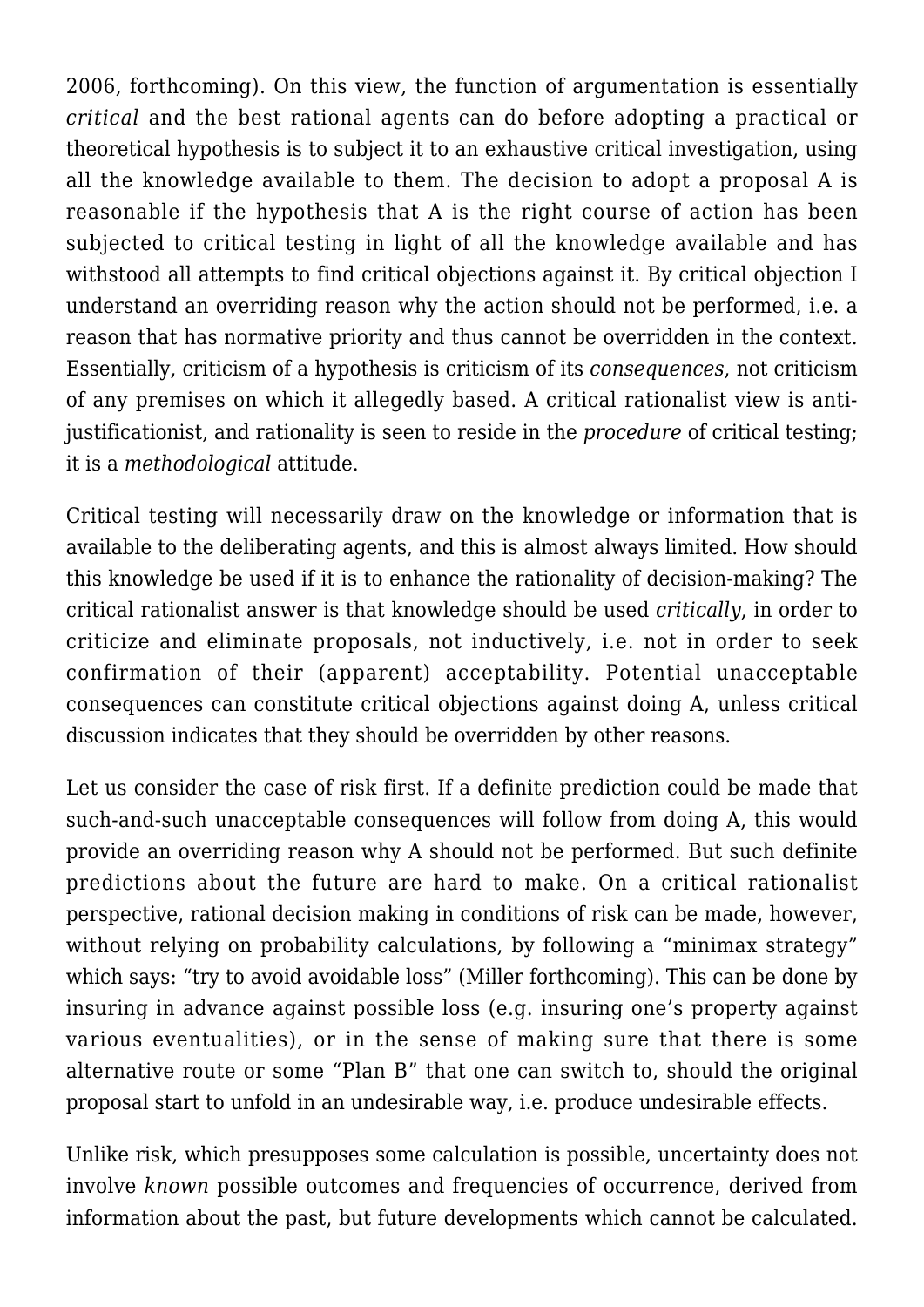2006, forthcoming). On this view, the function of argumentation is essentially *critical* and the best rational agents can do before adopting a practical or theoretical hypothesis is to subject it to an exhaustive critical investigation, using all the knowledge available to them. The decision to adopt a proposal A is reasonable if the hypothesis that A is the right course of action has been subjected to critical testing in light of all the knowledge available and has withstood all attempts to find critical objections against it. By critical objection I understand an overriding reason why the action should not be performed, i.e. a reason that has normative priority and thus cannot be overridden in the context. Essentially, criticism of a hypothesis is criticism of its *consequences*, not criticism of any premises on which it allegedly based. A critical rationalist view is anti-justificationist, and rationality is seen to reside in the *procedure* of critical testing; it is a *methodological* attitude.

Critical testing will necessarily draw on the knowledge or information that is available to the deliberating agents, and this is almost always limited. How should this knowledge be used if it is to enhance the rationality of decision-making? The critical rationalist answer is that knowledge should be used *critically*, in order to criticize and eliminate proposals, not inductively, i.e. not in order to seek confirmation of their (apparent) acceptability. Potential unacceptable consequences can constitute critical objections against doing A, unless critical discussion indicates that they should be overridden by other reasons.

Let us consider the case of risk first. If a definite prediction could be made that such-and-such unacceptable consequences will follow from doing A, this would provide an overriding reason why A should not be performed. But such definite predictions about the future are hard to make. On a critical rationalist perspective, rational decision making in conditions of risk can be made, however, without relying on probability calculations, by following a "minimax strategy" which says: "try to avoid avoidable loss" (Miller forthcoming). This can be done by insuring in advance against possible loss (e.g. insuring one's property against various eventualities), or in the sense of making sure that there is some alternative route or some "Plan B" that one can switch to, should the original proposal start to unfold in an undesirable way, i.e. produce undesirable effects.

Unlike risk, which presupposes some calculation is possible, uncertainty does not involve *known* possible outcomes and frequencies of occurrence, derived from information about the past, but future developments which cannot be calculated.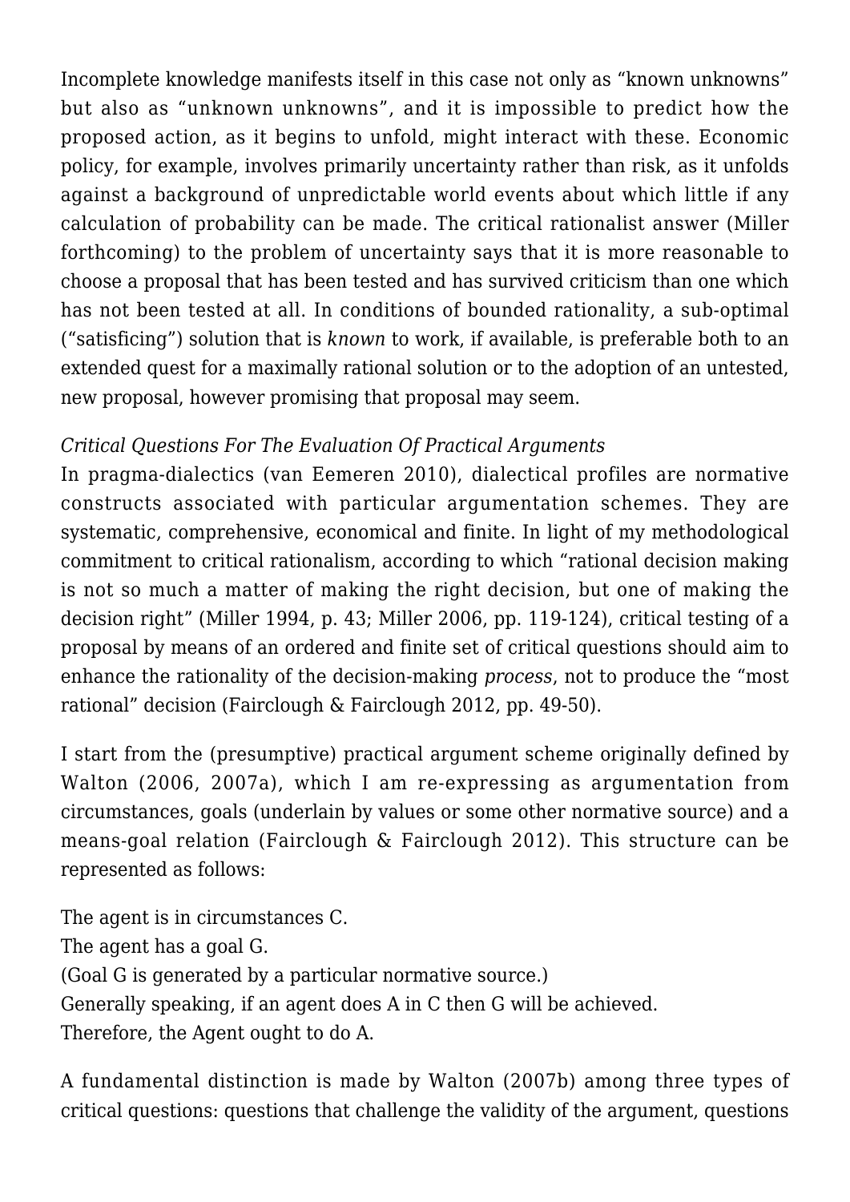Incomplete knowledge manifests itself in this case not only as “known unknowns” but also as “unknown unknowns”, and it is impossible to predict how the proposed action, as it begins to unfold, might interact with these. Economic policy, for example, involves primarily uncertainty rather than risk, as it unfolds against a background of unpredictable world events about which little if any calculation of probability can be made. The critical rationalist answer (Miller forthcoming) to the problem of uncertainty says that it is more reasonable to choose a proposal that has been tested and has survived criticism than one which has not been tested at all. In conditions of bounded rationality, a sub-optimal (“satisficing”) solution that is *known* to work, if available, is preferable both to an extended quest for a maximally rational solution or to the adoption of an untested, new proposal, however promising that proposal may seem.

*Critical Questions For The Evaluation Of Practical Arguments*

In pragma-dialectics (van Eemeren 2010), dialectical profiles are normative constructs associated with particular argumentation schemes. They are systematic, comprehensive, economical and finite. In light of my methodological commitment to critical rationalism, according to which “rational decision making is not so much a matter of making the right decision, but one of making the decision right” (Miller 1994, p. 43; Miller 2006, pp. 119-124), critical testing of a proposal by means of an ordered and finite set of critical questions should aim to enhance the rationality of the decision-making *process*, not to produce the “most rational” decision (Fairclough & Fairclough 2012, pp. 49-50).

I start from the (presumptive) practical argument scheme originally defined by Walton (2006, 2007a), which I am re-expressing as argumentation from circumstances, goals (underlain by values or some other normative source) and a means-goal relation (Fairclough & Fairclough 2012). This structure can be represented as follows:

The agent is in circumstances C.
The agent has a goal G.
(Goal G is generated by a particular normative source.)
Generally speaking, if an agent does A in C then G will be achieved.
Therefore, the Agent ought to do A.

A fundamental distinction is made by Walton (2007b) among three types of critical questions: questions that challenge the validity of the argument, questions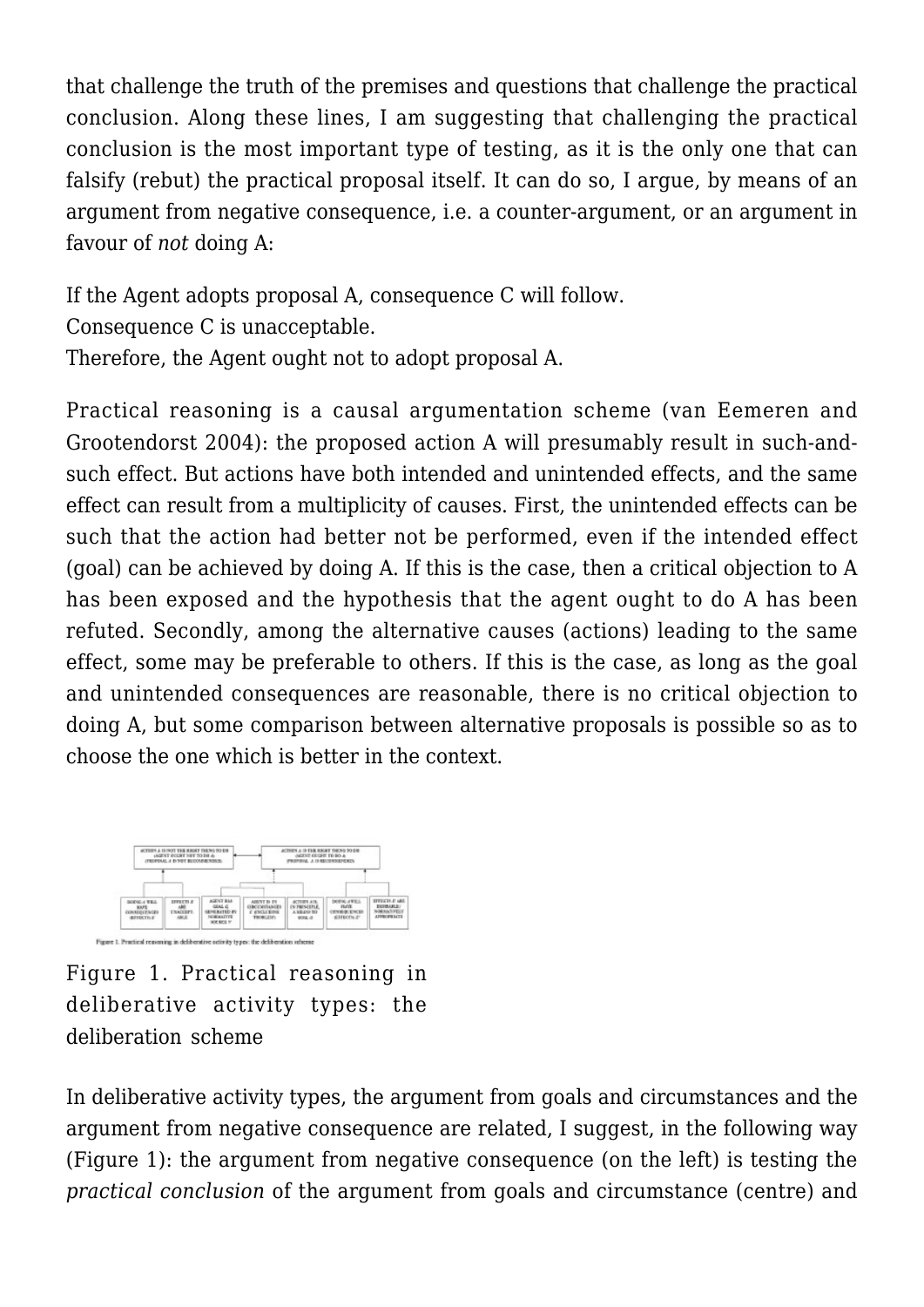that challenge the truth of the premises and questions that challenge the practical conclusion. Along these lines, I am suggesting that challenging the practical conclusion is the most important type of testing, as it is the only one that can falsify (rebut) the practical proposal itself. It can do so, I argue, by means of an argument from negative consequence, i.e. a counter-argument, or an argument in favour of *not* doing A:

If the Agent adopts proposal A, consequence C will follow.
Consequence C is unacceptable.
Therefore, the Agent ought not to adopt proposal A.

Practical reasoning is a causal argumentation scheme (van Eemeren and Grootendorst 2004): the proposed action A will presumably result in such-and-such effect. But actions have both intended and unintended effects, and the same effect can result from a multiplicity of causes. First, the unintended effects can be such that the action had better not be performed, even if the intended effect (goal) can be achieved by doing A. If this is the case, then a critical objection to A has been exposed and the hypothesis that the agent ought to do A has been refuted. Secondly, among the alternative causes (actions) leading to the same effect, some may be preferable to others. If this is the case, as long as the goal and unintended consequences are reasonable, there is no critical objection to doing A, but some comparison between alternative proposals is possible so as to choose the one which is better in the context.

Figure 1. Practical reasoning in deliberative activity types: the deliberation scheme

In deliberative activity types, the argument from goals and circumstances and the argument from negative consequence are related, I suggest, in the following way (Figure 1): the argument from negative consequence (on the left) is testing the *practical conclusion* of the argument from goals and circumstance (centre) and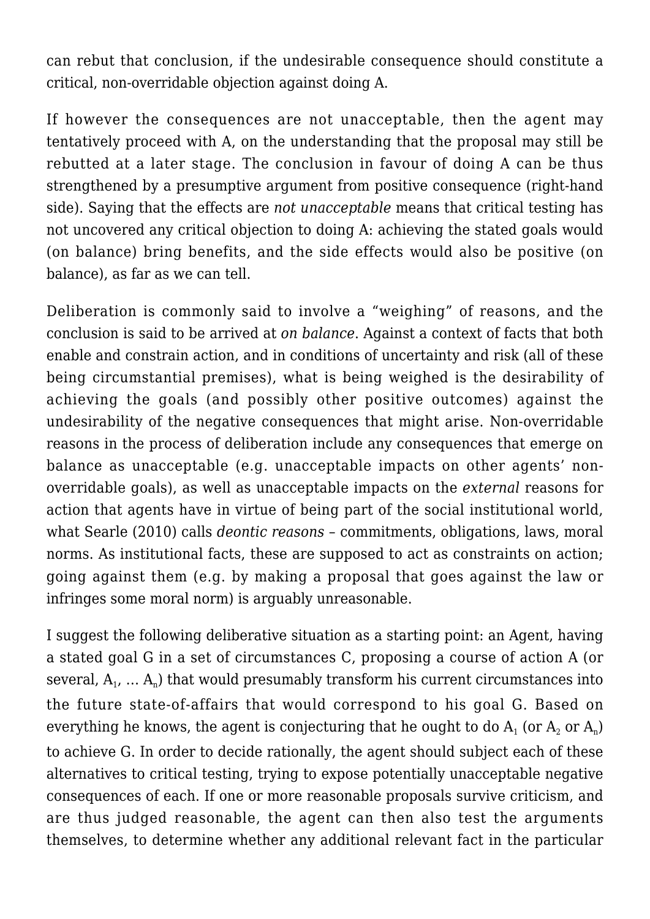can rebut that conclusion, if the undesirable consequence should constitute a critical, non-overridable objection against doing A.

If however the consequences are not unacceptable, then the agent may tentatively proceed with A, on the understanding that the proposal may still be rebutted at a later stage. The conclusion in favour of doing A can be thus strengthened by a presumptive argument from positive consequence (right-hand side). Saying that the effects are *not unacceptable* means that critical testing has not uncovered any critical objection to doing A: achieving the stated goals would (on balance) bring benefits, and the side effects would also be positive (on balance), as far as we can tell.

Deliberation is commonly said to involve a "weighing" of reasons, and the conclusion is said to be arrived at *on balance*. Against a context of facts that both enable and constrain action, and in conditions of uncertainty and risk (all of these being circumstantial premises), what is being weighed is the desirability of achieving the goals (and possibly other positive outcomes) against the undesirability of the negative consequences that might arise. Non-overridable reasons in the process of deliberation include any consequences that emerge on balance as unacceptable (e.g. unacceptable impacts on other agents' non-overridable goals), as well as unacceptable impacts on the *external* reasons for action that agents have in virtue of being part of the social institutional world, what Searle (2010) calls *deontic reasons* – commitments, obligations, laws, moral norms. As institutional facts, these are supposed to act as constraints on action; going against them (e.g. by making a proposal that goes against the law or infringes some moral norm) is arguably unreasonable.

I suggest the following deliberative situation as a starting point: an Agent, having a stated goal G in a set of circumstances C, proposing a course of action A (or several, $A_1$, … $A_n$) that would presumably transform his current circumstances into the future state-of-affairs that would correspond to his goal G. Based on everything he knows, the agent is conjecturing that he ought to do $A_1$ (or $A_2$ or $A_n$) to achieve G. In order to decide rationally, the agent should subject each of these alternatives to critical testing, trying to expose potentially unacceptable negative consequences of each. If one or more reasonable proposals survive criticism, and are thus judged reasonable, the agent can then also test the arguments themselves, to determine whether any additional relevant fact in the particular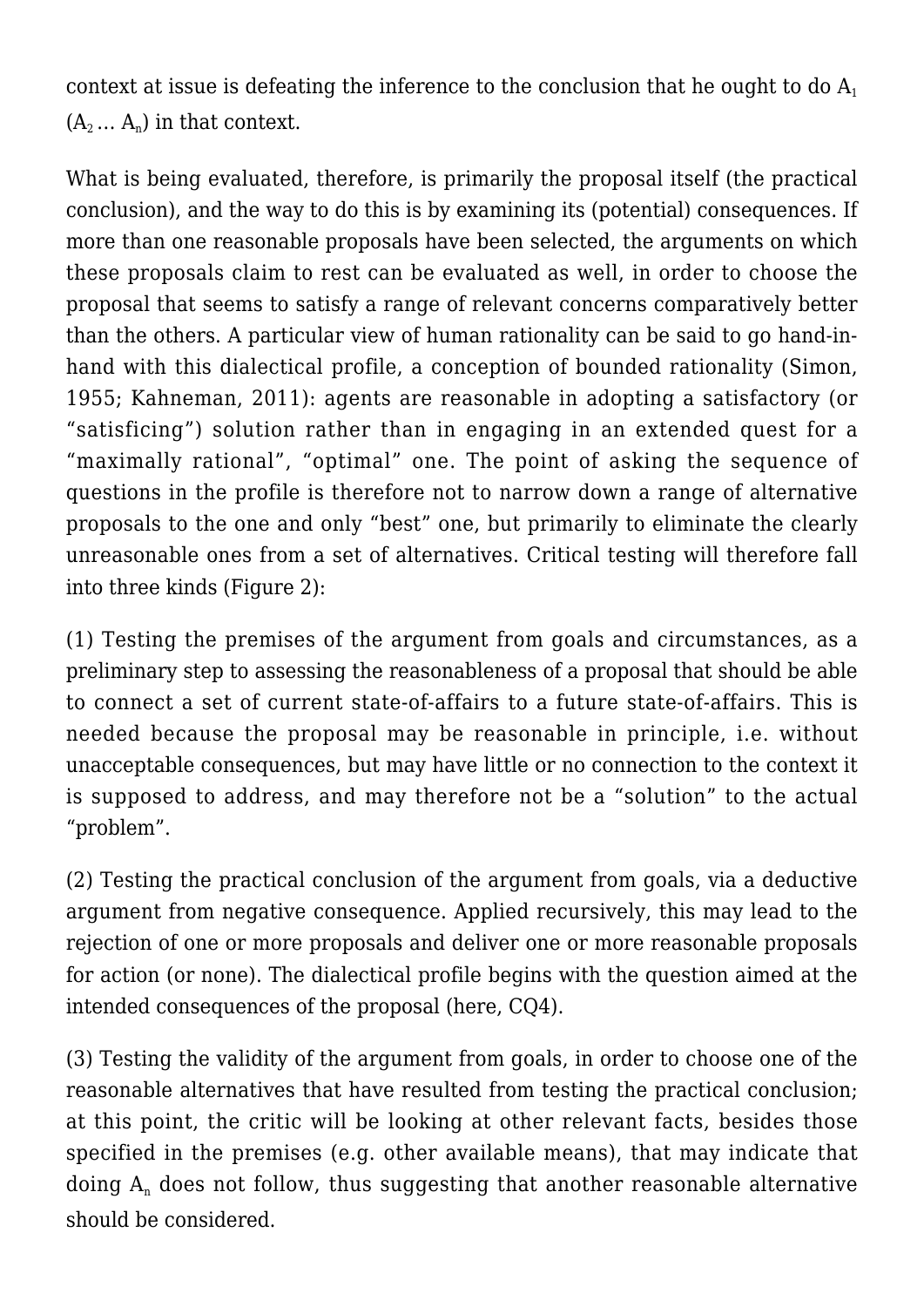context at issue is defeating the inference to the conclusion that he ought to do $A_1$ ($A_2 \dots A_n$) in that context.

What is being evaluated, therefore, is primarily the proposal itself (the practical conclusion), and the way to do this is by examining its (potential) consequences. If more than one reasonable proposals have been selected, the arguments on which these proposals claim to rest can be evaluated as well, in order to choose the proposal that seems to satisfy a range of relevant concerns comparatively better than the others. A particular view of human rationality can be said to go hand-in-hand with this dialectical profile, a conception of bounded rationality (Simon, 1955; Kahneman, 2011): agents are reasonable in adopting a satisfactory (or "satisficing") solution rather than in engaging in an extended quest for a "maximally rational", "optimal" one. The point of asking the sequence of questions in the profile is therefore not to narrow down a range of alternative proposals to the one and only "best" one, but primarily to eliminate the clearly unreasonable ones from a set of alternatives. Critical testing will therefore fall into three kinds (Figure 2):

(1) Testing the premises of the argument from goals and circumstances, as a preliminary step to assessing the reasonableness of a proposal that should be able to connect a set of current state-of-affairs to a future state-of-affairs. This is needed because the proposal may be reasonable in principle, i.e. without unacceptable consequences, but may have little or no connection to the context it is supposed to address, and may therefore not be a "solution" to the actual "problem".

(2) Testing the practical conclusion of the argument from goals, via a deductive argument from negative consequence. Applied recursively, this may lead to the rejection of one or more proposals and deliver one or more reasonable proposals for action (or none). The dialectical profile begins with the question aimed at the intended consequences of the proposal (here, CQ4).

(3) Testing the validity of the argument from goals, in order to choose one of the reasonable alternatives that have resulted from testing the practical conclusion; at this point, the critic will be looking at other relevant facts, besides those specified in the premises (e.g. other available means), that may indicate that doing $A_n$ does not follow, thus suggesting that another reasonable alternative should be considered.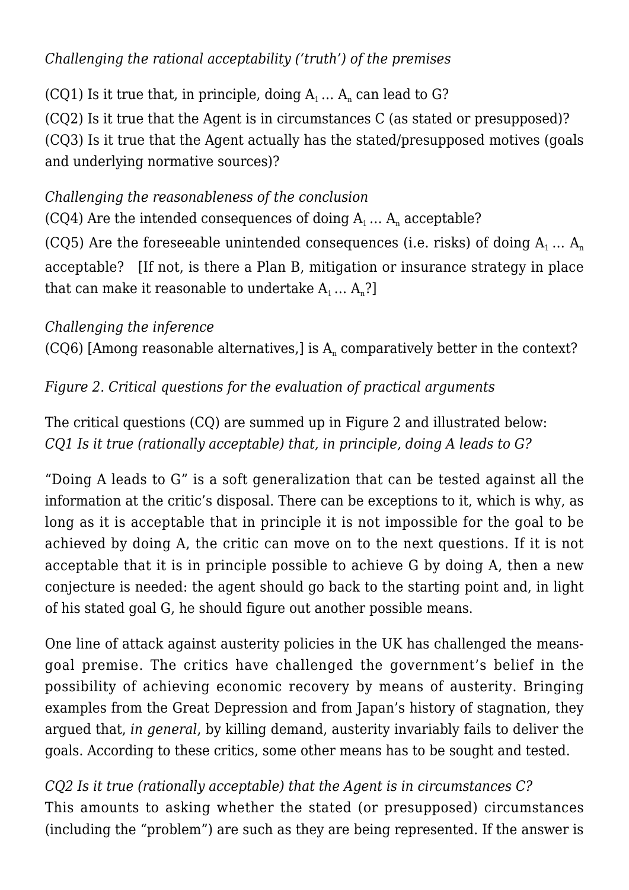*Challenging the rational acceptability ('truth') of the premises*

(CQ1) Is it true that, in principle, doing $A_1 \ldots A_n$ can lead to G?

(CQ2) Is it true that the Agent is in circumstances C (as stated or presupposed)?

(CQ3) Is it true that the Agent actually has the stated/presupposed motives (goals and underlying normative sources)?

*Challenging the reasonableness of the conclusion*

(CQ4) Are the intended consequences of doing $A_1 \ldots A_n$ acceptable?

(CQ5) Are the foreseeable unintended consequences (i.e. risks) of doing $A_1 \ldots A_n$ acceptable? [If not, is there a Plan B, mitigation or insurance strategy in place that can make it reasonable to undertake $A_1 \ldots A_n$?]

*Challenging the inference*

(CQ6) [Among reasonable alternatives,] is $A_n$ comparatively better in the context?

*Figure 2. Critical questions for the evaluation of practical arguments*

The critical questions (CQ) are summed up in Figure 2 and illustrated below:

*CQ1 Is it true (rationally acceptable) that, in principle, doing A leads to G?*

"Doing A leads to G" is a soft generalization that can be tested against all the information at the critic's disposal. There can be exceptions to it, which is why, as long as it is acceptable that in principle it is not impossible for the goal to be achieved by doing A, the critic can move on to the next questions. If it is not acceptable that it is in principle possible to achieve G by doing A, then a new conjecture is needed: the agent should go back to the starting point and, in light of his stated goal G, he should figure out another possible means.

One line of attack against austerity policies in the UK has challenged the means-goal premise. The critics have challenged the government's belief in the possibility of achieving economic recovery by means of austerity. Bringing examples from the Great Depression and from Japan's history of stagnation, they argued that, *in general*, by killing demand, austerity invariably fails to deliver the goals. According to these critics, some other means has to be sought and tested.

*CQ2 Is it true (rationally acceptable) that the Agent is in circumstances C?*

This amounts to asking whether the stated (or presupposed) circumstances (including the "problem") are such as they are being represented. If the answer is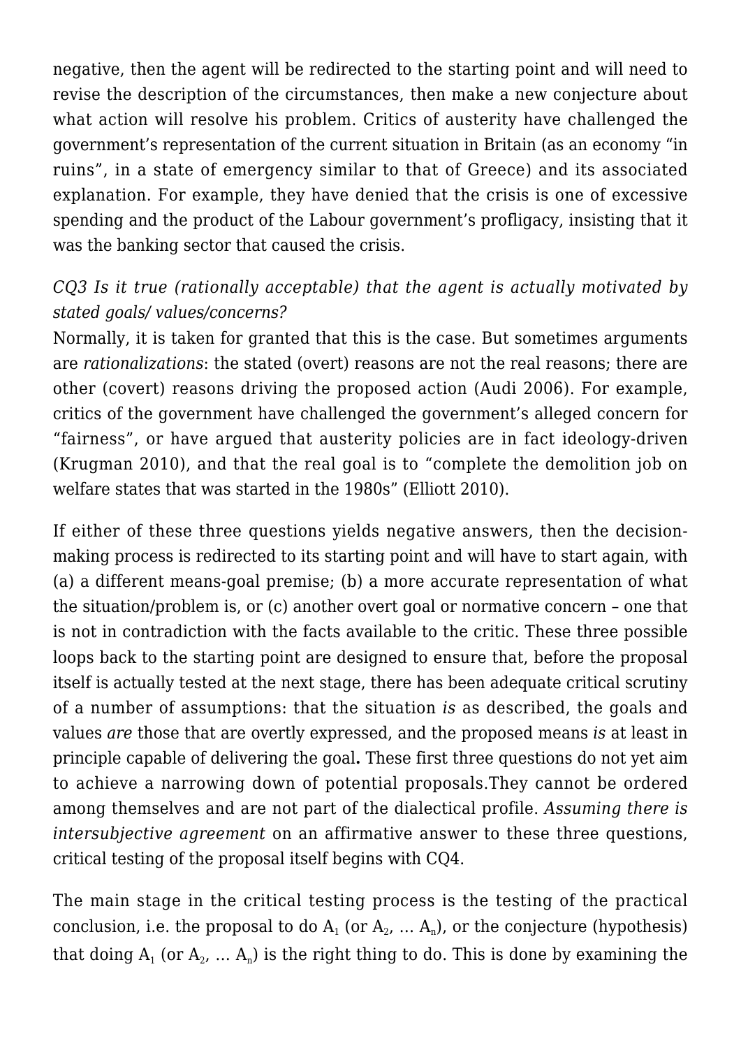negative, then the agent will be redirected to the starting point and will need to revise the description of the circumstances, then make a new conjecture about what action will resolve his problem. Critics of austerity have challenged the government's representation of the current situation in Britain (as an economy "in ruins", in a state of emergency similar to that of Greece) and its associated explanation. For example, they have denied that the crisis is one of excessive spending and the product of the Labour government's profligacy, insisting that it was the banking sector that caused the crisis.

*CQ3 Is it true (rationally acceptable) that the agent is actually motivated by stated goals/ values/concerns?*

Normally, it is taken for granted that this is the case. But sometimes arguments are *rationalizations*: the stated (overt) reasons are not the real reasons; there are other (covert) reasons driving the proposed action (Audi 2006). For example, critics of the government have challenged the government's alleged concern for "fairness", or have argued that austerity policies are in fact ideology-driven (Krugman 2010), and that the real goal is to "complete the demolition job on welfare states that was started in the 1980s" (Elliott 2010).

If either of these three questions yields negative answers, then the decision-making process is redirected to its starting point and will have to start again, with (a) a different means-goal premise; (b) a more accurate representation of what the situation/problem is, or (c) another overt goal or normative concern – one that is not in contradiction with the facts available to the critic. These three possible loops back to the starting point are designed to ensure that, before the proposal itself is actually tested at the next stage, there has been adequate critical scrutiny of a number of assumptions: that the situation *is* as described, the goals and values *are* those that are overtly expressed, and the proposed means *is* at least in principle capable of delivering the goal**.** These first three questions do not yet aim to achieve a narrowing down of potential proposals.They cannot be ordered among themselves and are not part of the dialectical profile. *Assuming there is intersubjective agreement* on an affirmative answer to these three questions, critical testing of the proposal itself begins with CQ4.

The main stage in the critical testing process is the testing of the practical conclusion, i.e. the proposal to do $A_1$ (or $A_2$, … $A_n$), or the conjecture (hypothesis) that doing $A_1$ (or $A_2$, … $A_n$) is the right thing to do. This is done by examining the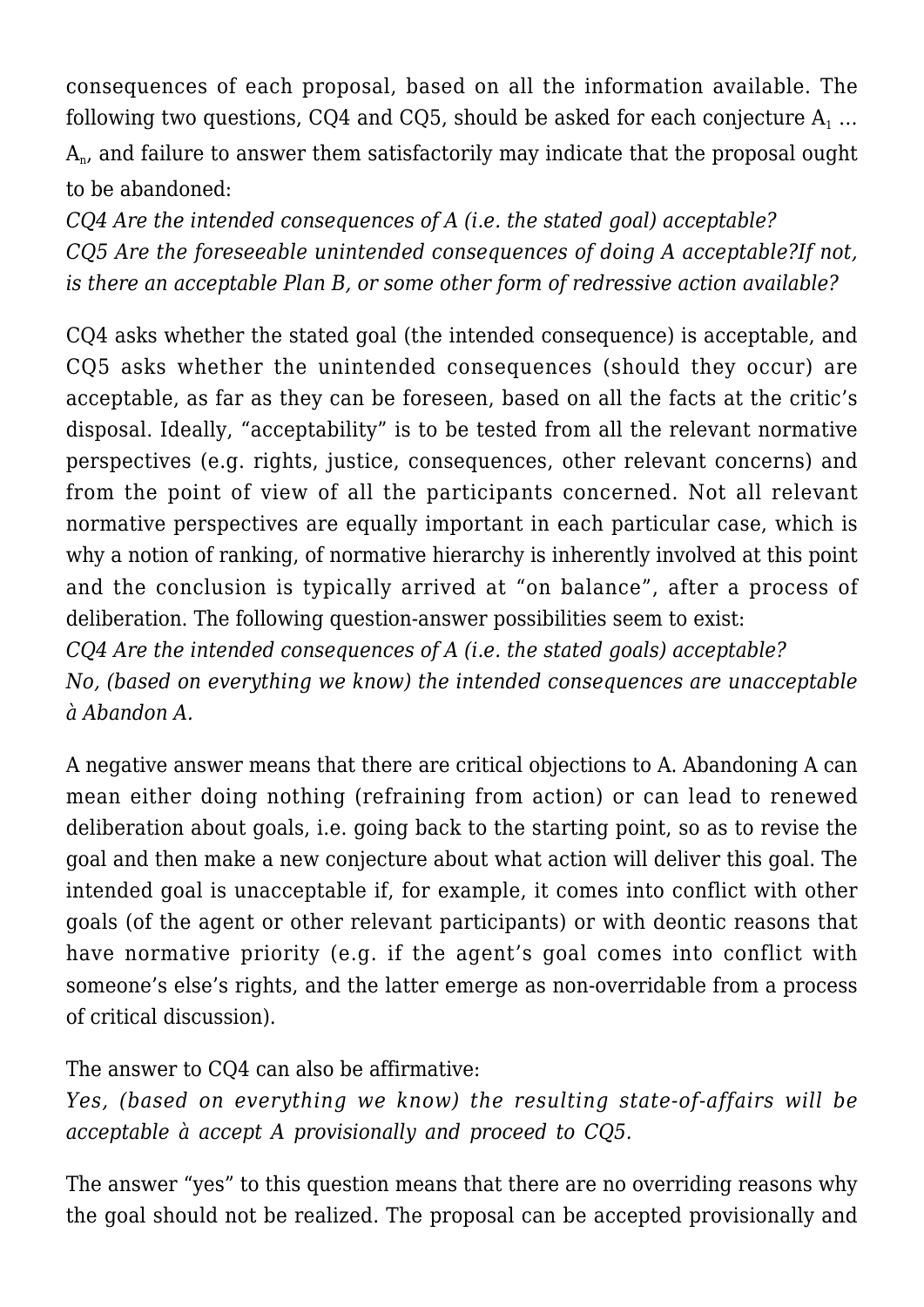consequences of each proposal, based on all the information available. The following two questions, CQ4 and CQ5, should be asked for each conjecture $A_1$ … $A_n$, and failure to answer them satisfactorily may indicate that the proposal ought to be abandoned:

*CQ4 Are the intended consequences of A (i.e. the stated goal) acceptable?*
*CQ5 Are the foreseeable unintended consequences of doing A acceptable?If not, is there an acceptable Plan B, or some other form of redressive action available?*

CQ4 asks whether the stated goal (the intended consequence) is acceptable, and CQ5 asks whether the unintended consequences (should they occur) are acceptable, as far as they can be foreseen, based on all the facts at the critic's disposal. Ideally, "acceptability" is to be tested from all the relevant normative perspectives (e.g. rights, justice, consequences, other relevant concerns) and from the point of view of all the participants concerned. Not all relevant normative perspectives are equally important in each particular case, which is why a notion of ranking, of normative hierarchy is inherently involved at this point and the conclusion is typically arrived at "on balance", after a process of deliberation. The following question-answer possibilities seem to exist:

*CQ4 Are the intended consequences of A (i.e. the stated goals) acceptable?*
*No, (based on everything we know) the intended consequences are unacceptable à Abandon A.*

A negative answer means that there are critical objections to A. Abandoning A can mean either doing nothing (refraining from action) or can lead to renewed deliberation about goals, i.e. going back to the starting point, so as to revise the goal and then make a new conjecture about what action will deliver this goal. The intended goal is unacceptable if, for example, it comes into conflict with other goals (of the agent or other relevant participants) or with deontic reasons that have normative priority (e.g. if the agent's goal comes into conflict with someone's else's rights, and the latter emerge as non-overridable from a process of critical discussion).

The answer to CQ4 can also be affirmative:
*Yes, (based on everything we know) the resulting state-of-affairs will be acceptable à accept A provisionally and proceed to CQ5.*

The answer "yes" to this question means that there are no overriding reasons why the goal should not be realized. The proposal can be accepted provisionally and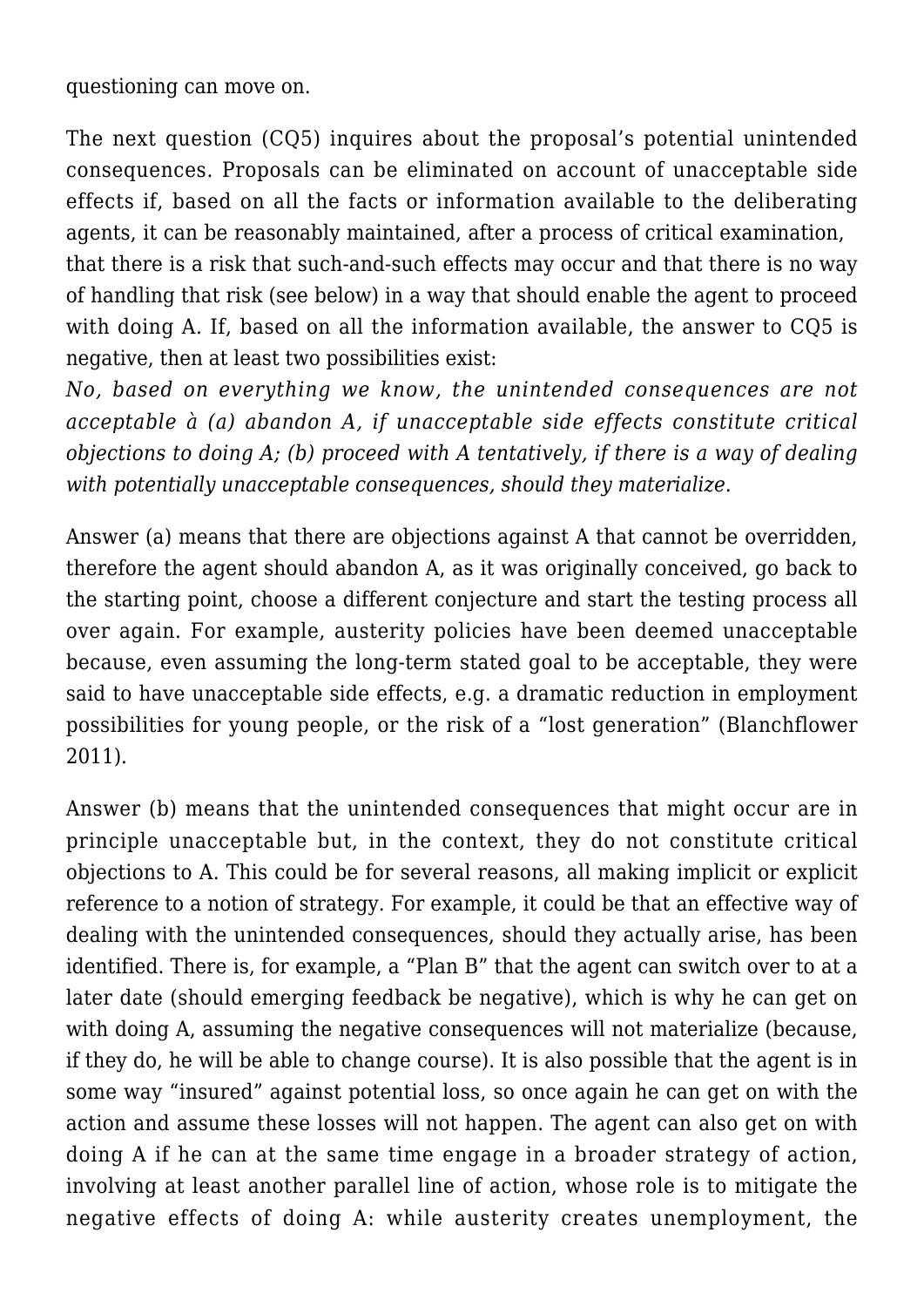questioning can move on.

The next question (CQ5) inquires about the proposal's potential unintended consequences. Proposals can be eliminated on account of unacceptable side effects if, based on all the facts or information available to the deliberating agents, it can be reasonably maintained, after a process of critical examination, that there is a risk that such-and-such effects may occur and that there is no way of handling that risk (see below) in a way that should enable the agent to proceed with doing A. If, based on all the information available, the answer to CQ5 is negative, then at least two possibilities exist:

*No, based on everything we know, the unintended consequences are not acceptable à (a) abandon A, if unacceptable side effects constitute critical objections to doing A; (b) proceed with A tentatively, if there is a way of dealing with potentially unacceptable consequences, should they materialize.*

Answer (a) means that there are objections against A that cannot be overridden, therefore the agent should abandon A, as it was originally conceived, go back to the starting point, choose a different conjecture and start the testing process all over again. For example, austerity policies have been deemed unacceptable because, even assuming the long-term stated goal to be acceptable, they were said to have unacceptable side effects, e.g. a dramatic reduction in employment possibilities for young people, or the risk of a "lost generation" (Blanchflower 2011).

Answer (b) means that the unintended consequences that might occur are in principle unacceptable but, in the context, they do not constitute critical objections to A. This could be for several reasons, all making implicit or explicit reference to a notion of strategy. For example, it could be that an effective way of dealing with the unintended consequences, should they actually arise, has been identified. There is, for example, a "Plan B" that the agent can switch over to at a later date (should emerging feedback be negative), which is why he can get on with doing A, assuming the negative consequences will not materialize (because, if they do, he will be able to change course). It is also possible that the agent is in some way "insured" against potential loss, so once again he can get on with the action and assume these losses will not happen. The agent can also get on with doing A if he can at the same time engage in a broader strategy of action, involving at least another parallel line of action, whose role is to mitigate the negative effects of doing A: while austerity creates unemployment, the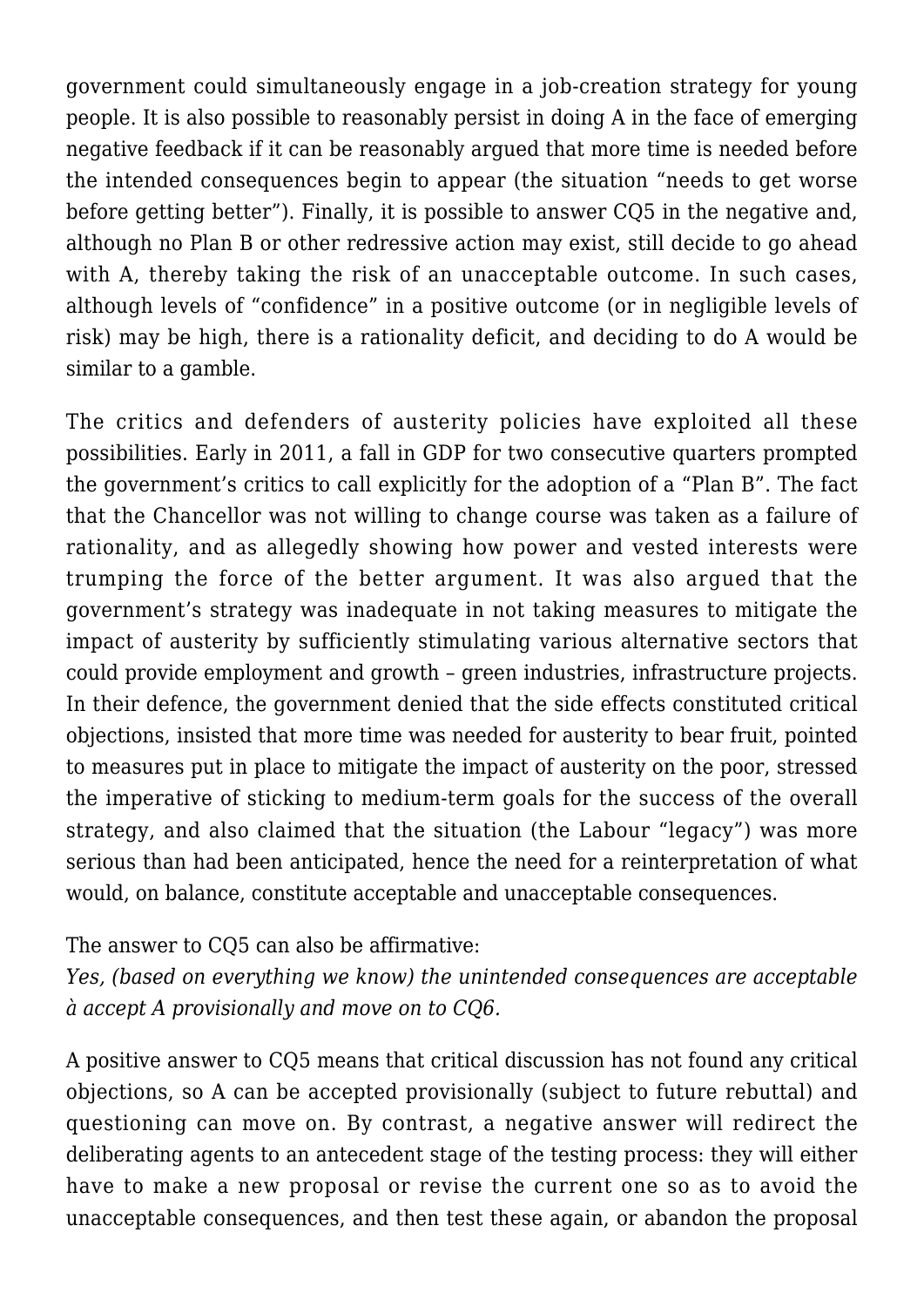government could simultaneously engage in a job-creation strategy for young people. It is also possible to reasonably persist in doing A in the face of emerging negative feedback if it can be reasonably argued that more time is needed before the intended consequences begin to appear (the situation "needs to get worse before getting better"). Finally, it is possible to answer CQ5 in the negative and, although no Plan B or other redressive action may exist, still decide to go ahead with A, thereby taking the risk of an unacceptable outcome. In such cases, although levels of "confidence" in a positive outcome (or in negligible levels of risk) may be high, there is a rationality deficit, and deciding to do A would be similar to a gamble.

The critics and defenders of austerity policies have exploited all these possibilities. Early in 2011, a fall in GDP for two consecutive quarters prompted the government's critics to call explicitly for the adoption of a "Plan B". The fact that the Chancellor was not willing to change course was taken as a failure of rationality, and as allegedly showing how power and vested interests were trumping the force of the better argument. It was also argued that the government's strategy was inadequate in not taking measures to mitigate the impact of austerity by sufficiently stimulating various alternative sectors that could provide employment and growth – green industries, infrastructure projects. In their defence, the government denied that the side effects constituted critical objections, insisted that more time was needed for austerity to bear fruit, pointed to measures put in place to mitigate the impact of austerity on the poor, stressed the imperative of sticking to medium-term goals for the success of the overall strategy, and also claimed that the situation (the Labour "legacy") was more serious than had been anticipated, hence the need for a reinterpretation of what would, on balance, constitute acceptable and unacceptable consequences.

The answer to CQ5 can also be affirmative:
*Yes, (based on everything we know) the unintended consequences are acceptable à accept A provisionally and move on to CQ6.*

A positive answer to CQ5 means that critical discussion has not found any critical objections, so A can be accepted provisionally (subject to future rebuttal) and questioning can move on. By contrast, a negative answer will redirect the deliberating agents to an antecedent stage of the testing process: they will either have to make a new proposal or revise the current one so as to avoid the unacceptable consequences, and then test these again, or abandon the proposal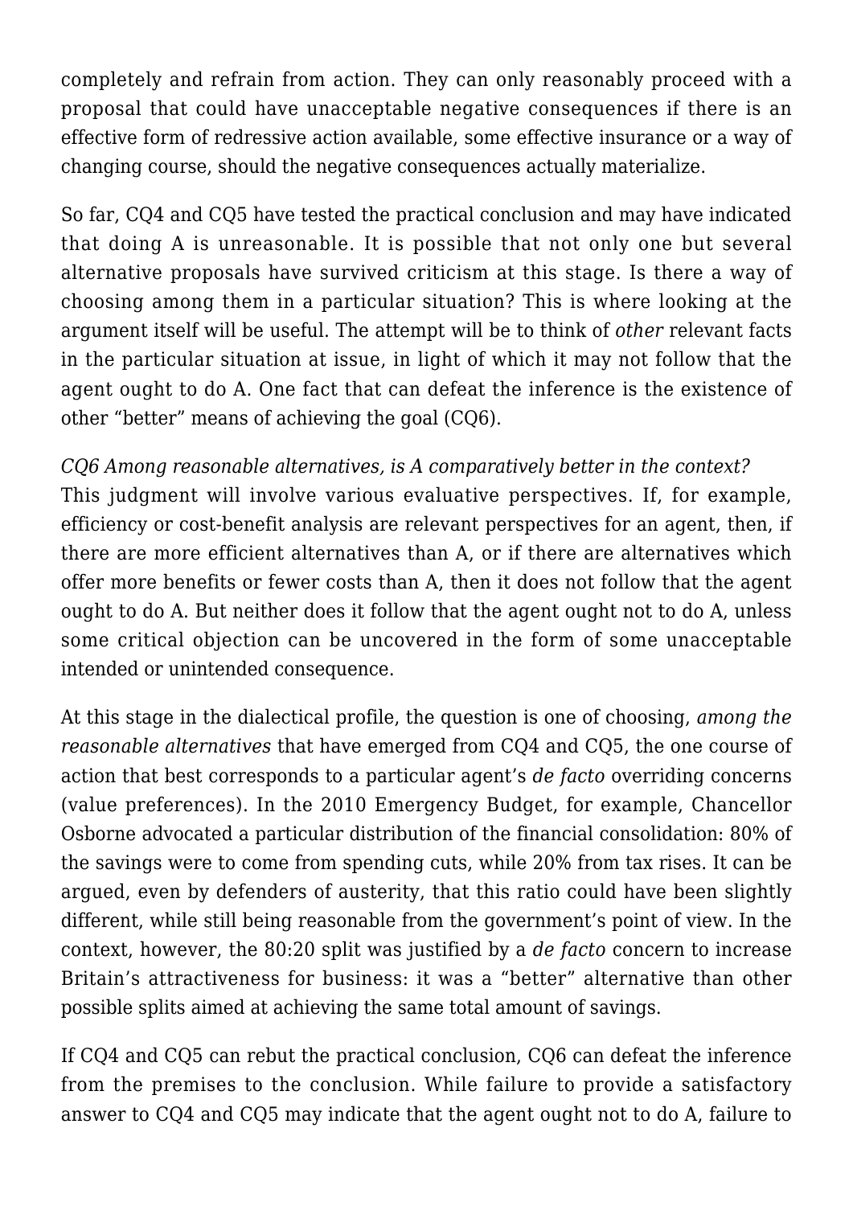completely and refrain from action. They can only reasonably proceed with a proposal that could have unacceptable negative consequences if there is an effective form of redressive action available, some effective insurance or a way of changing course, should the negative consequences actually materialize.

So far, CQ4 and CQ5 have tested the practical conclusion and may have indicated that doing A is unreasonable. It is possible that not only one but several alternative proposals have survived criticism at this stage. Is there a way of choosing among them in a particular situation? This is where looking at the argument itself will be useful. The attempt will be to think of *other* relevant facts in the particular situation at issue, in light of which it may not follow that the agent ought to do A. One fact that can defeat the inference is the existence of other "better" means of achieving the goal (CQ6).

*CQ6 Among reasonable alternatives, is A comparatively better in the context?*
This judgment will involve various evaluative perspectives. If, for example, efficiency or cost-benefit analysis are relevant perspectives for an agent, then, if there are more efficient alternatives than A, or if there are alternatives which offer more benefits or fewer costs than A, then it does not follow that the agent ought to do A. But neither does it follow that the agent ought not to do A, unless some critical objection can be uncovered in the form of some unacceptable intended or unintended consequence.

At this stage in the dialectical profile, the question is one of choosing, *among the reasonable alternatives* that have emerged from CQ4 and CQ5, the one course of action that best corresponds to a particular agent's *de facto* overriding concerns (value preferences). In the 2010 Emergency Budget, for example, Chancellor Osborne advocated a particular distribution of the financial consolidation: 80% of the savings were to come from spending cuts, while 20% from tax rises. It can be argued, even by defenders of austerity, that this ratio could have been slightly different, while still being reasonable from the government's point of view. In the context, however, the 80:20 split was justified by a *de facto* concern to increase Britain's attractiveness for business: it was a "better" alternative than other possible splits aimed at achieving the same total amount of savings.

If CQ4 and CQ5 can rebut the practical conclusion, CQ6 can defeat the inference from the premises to the conclusion. While failure to provide a satisfactory answer to CQ4 and CQ5 may indicate that the agent ought not to do A, failure to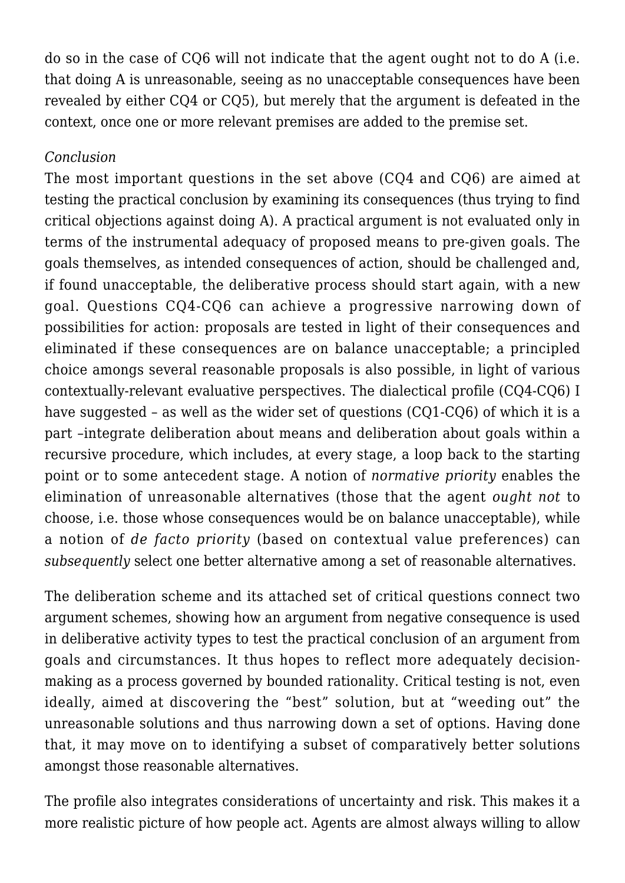do so in the case of CQ6 will not indicate that the agent ought not to do A (i.e. that doing A is unreasonable, seeing as no unacceptable consequences have been revealed by either CQ4 or CQ5), but merely that the argument is defeated in the context, once one or more relevant premises are added to the premise set.

*Conclusion*

The most important questions in the set above (CQ4 and CQ6) are aimed at testing the practical conclusion by examining its consequences (thus trying to find critical objections against doing A). A practical argument is not evaluated only in terms of the instrumental adequacy of proposed means to pre-given goals. The goals themselves, as intended consequences of action, should be challenged and, if found unacceptable, the deliberative process should start again, with a new goal. Questions CQ4-CQ6 can achieve a progressive narrowing down of possibilities for action: proposals are tested in light of their consequences and eliminated if these consequences are on balance unacceptable; a principled choice amongs several reasonable proposals is also possible, in light of various contextually-relevant evaluative perspectives. The dialectical profile (CQ4-CQ6) I have suggested – as well as the wider set of questions (CQ1-CQ6) of which it is a part –integrate deliberation about means and deliberation about goals within a recursive procedure, which includes, at every stage, a loop back to the starting point or to some antecedent stage. A notion of *normative priority* enables the elimination of unreasonable alternatives (those that the agent *ought not* to choose, i.e. those whose consequences would be on balance unacceptable), while a notion of *de facto priority* (based on contextual value preferences) can *subsequently* select one better alternative among a set of reasonable alternatives.

The deliberation scheme and its attached set of critical questions connect two argument schemes, showing how an argument from negative consequence is used in deliberative activity types to test the practical conclusion of an argument from goals and circumstances. It thus hopes to reflect more adequately decision-making as a process governed by bounded rationality. Critical testing is not, even ideally, aimed at discovering the "best" solution, but at "weeding out" the unreasonable solutions and thus narrowing down a set of options. Having done that, it may move on to identifying a subset of comparatively better solutions amongst those reasonable alternatives.

The profile also integrates considerations of uncertainty and risk. This makes it a more realistic picture of how people act. Agents are almost always willing to allow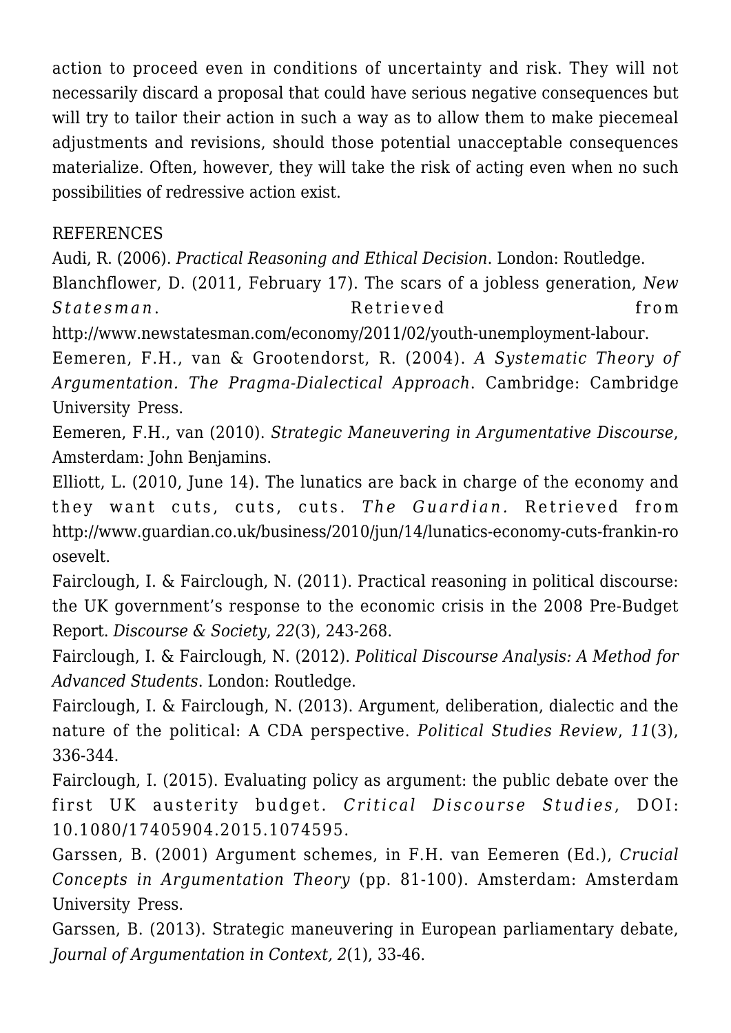action to proceed even in conditions of uncertainty and risk. They will not necessarily discard a proposal that could have serious negative consequences but will try to tailor their action in such a way as to allow them to make piecemeal adjustments and revisions, should those potential unacceptable consequences materialize. Often, however, they will take the risk of acting even when no such possibilities of redressive action exist.

## REFERENCES

Audi, R. (2006). *Practical Reasoning and Ethical Decision.* London: Routledge.

Blanchflower, D. (2011, February 17). The scars of a jobless generation, *New Statesman*. Retrieved from http://www.newstatesman.com/economy/2011/02/youth-unemployment-labour.

Eemeren, F.H., van & Grootendorst, R. (2004). *A Systematic Theory of Argumentation. The Pragma-Dialectical Approach*. Cambridge: Cambridge University Press.

Eemeren, F.H., van (2010). *Strategic Maneuvering in Argumentative Discourse*, Amsterdam: John Benjamins.

Elliott, L. (2010, June 14). The lunatics are back in charge of the economy and they want cuts, cuts, cuts. *The Guardian.* Retrieved from http://www.guardian.co.uk/business/2010/jun/14/lunatics-economy-cuts-frankin-roosevelt.

Fairclough, I. & Fairclough, N. (2011). Practical reasoning in political discourse: the UK government's response to the economic crisis in the 2008 Pre-Budget Report. *Discourse & Society*, *22*(3), 243-268.

Fairclough, I. & Fairclough, N. (2012). *Political Discourse Analysis: A Method for Advanced Students*. London: Routledge.

Fairclough, I. & Fairclough, N. (2013). Argument, deliberation, dialectic and the nature of the political: A CDA perspective. *Political Studies Review*, *11*(3), 336-344.

Fairclough, I. (2015). Evaluating policy as argument: the public debate over the first UK austerity budget. *Critical Discourse Studies*, DOI: 10.1080/17405904.2015.1074595.

Garssen, B. (2001) Argument schemes, in F.H. van Eemeren (Ed.), *Crucial Concepts in Argumentation Theory* (pp. 81-100). Amsterdam: Amsterdam University Press.

Garssen, B. (2013). Strategic maneuvering in European parliamentary debate, *Journal of Argumentation in Context, 2*(1), 33-46.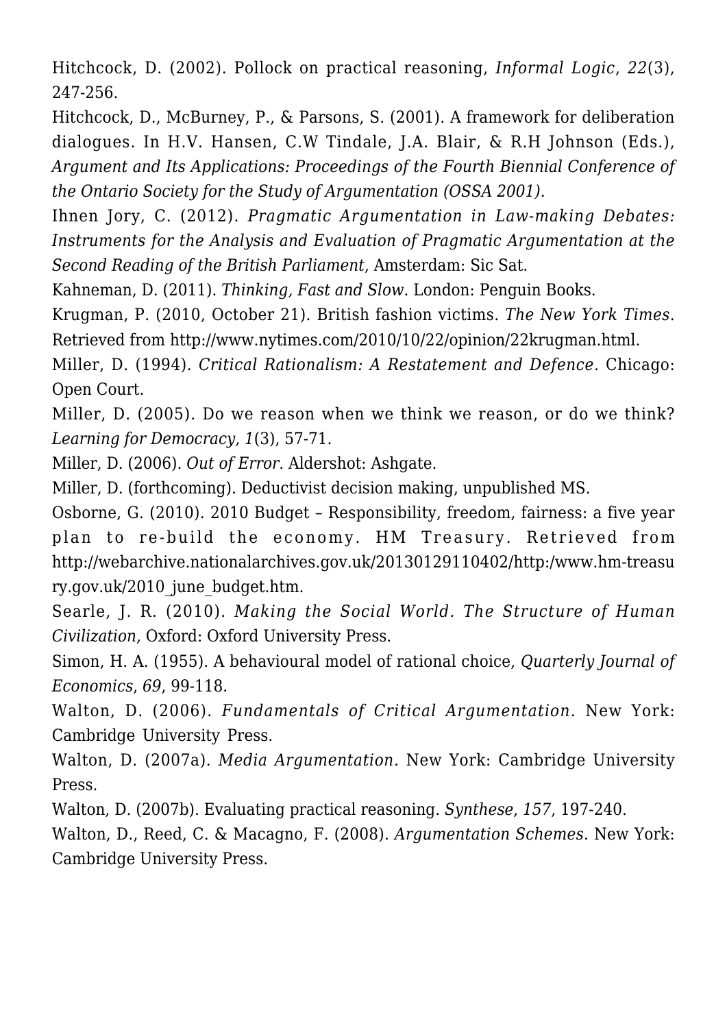Hitchcock, D. (2002). Pollock on practical reasoning, *Informal Logic*, *22*(3), 247-256.

Hitchcock, D., McBurney, P., & Parsons, S. (2001). A framework for deliberation dialogues. In H.V. Hansen, C.W Tindale, J.A. Blair, & R.H Johnson (Eds.), *Argument and Its Applications: Proceedings of the Fourth Biennial Conference of the Ontario Society for the Study of Argumentation (OSSA 2001).*

Ihnen Jory, C. (2012). *Pragmatic Argumentation in Law-making Debates: Instruments for the Analysis and Evaluation of Pragmatic Argumentation at the Second Reading of the British Parliament*, Amsterdam: Sic Sat.

Kahneman, D. (2011). *Thinking, Fast and Slow*. London: Penguin Books.

Krugman, P. (2010, October 21). British fashion victims. *The New York Times*. Retrieved from http://www.nytimes.com/2010/10/22/opinion/22krugman.html.

Miller, D. (1994). *Critical Rationalism: A Restatement and Defence*. Chicago: Open Court.

Miller, D. (2005). Do we reason when we think we reason, or do we think? *Learning for Democracy, 1*(3), 57-71.

Miller, D. (2006). *Out of Error*. Aldershot: Ashgate.

Miller, D. (forthcoming). Deductivist decision making, unpublished MS.

Osborne, G. (2010). 2010 Budget – Responsibility, freedom, fairness: a five year plan to re-build the economy. HM Treasury. Retrieved from http://webarchive.nationalarchives.gov.uk/20130129110402/http:/www.hm-treasury.gov.uk/2010_june_budget.htm.

Searle, J. R. (2010). *Making the Social World. The Structure of Human Civilization,* Oxford: Oxford University Press.

Simon, H. A. (1955). A behavioural model of rational choice, *Quarterly Journal of Economics*, *69*, 99-118.

Walton, D. (2006). *Fundamentals of Critical Argumentation*. New York: Cambridge University Press.

Walton, D. (2007a). *Media Argumentation*. New York: Cambridge University Press.

Walton, D. (2007b). Evaluating practical reasoning. *Synthese*, *157*, 197-240.

Walton, D., Reed, C. & Macagno, F. (2008). *Argumentation Schemes*. New York: Cambridge University Press.